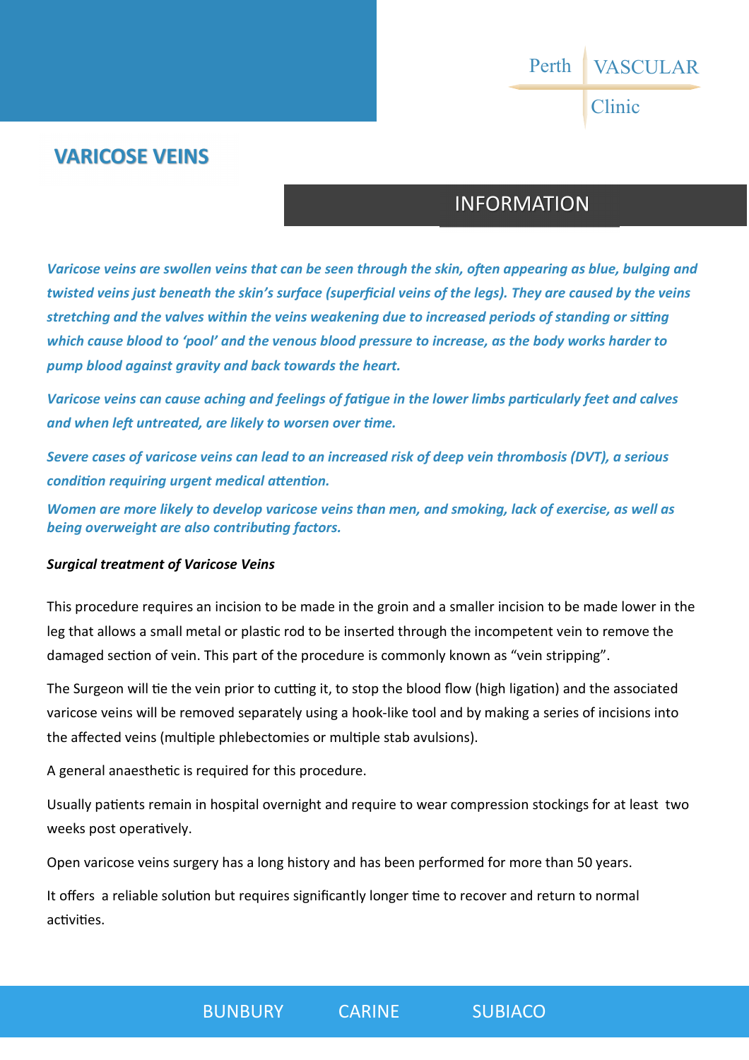Perth VASCULAR Clinic

# VARICOSE VEINS

## INFORMATION

***Varicose veins are swollen veins that can be seen through the skin, often appearing as blue, bulging and twisted veins just beneath the skin's surface (superficial veins of the legs). They are caused by the veins stretching and the valves within the veins weakening due to increased periods of standing or sitting which cause blood to 'pool' and the venous blood pressure to increase, as the body works harder to pump blood against gravity and back towards the heart.***

***Varicose veins can cause aching and feelings of fatigue in the lower limbs particularly feet and calves and when left untreated, are likely to worsen over time.***

***Severe cases of varicose veins can lead to an increased risk of deep vein thrombosis (DVT), a serious condition requiring urgent medical attention.***

***Women are more likely to develop varicose veins than men, and smoking, lack of exercise, as well as being overweight are also contributing factors.***

***Surgical treatment of Varicose Veins***

This procedure requires an incision to be made in the groin and a smaller incision to be made lower in the leg that allows a small metal or plastic rod to be inserted through the incompetent vein to remove the damaged section of vein. This part of the procedure is commonly known as "vein stripping".

The Surgeon will tie the vein prior to cutting it, to stop the blood flow (high ligation) and the associated varicose veins will be removed separately using a hook-like tool and by making a series of incisions into the affected veins (multiple phlebectomies or multiple stab avulsions).

A general anaesthetic is required for this procedure.

Usually patients remain in hospital overnight and require to wear compression stockings for at least two weeks post operatively.

Open varicose veins surgery has a long history and has been performed for more than 50 years.

It offers a reliable solution but requires significantly longer time to recover and return to normal activities.

BUNBURY CARINE SUBIACO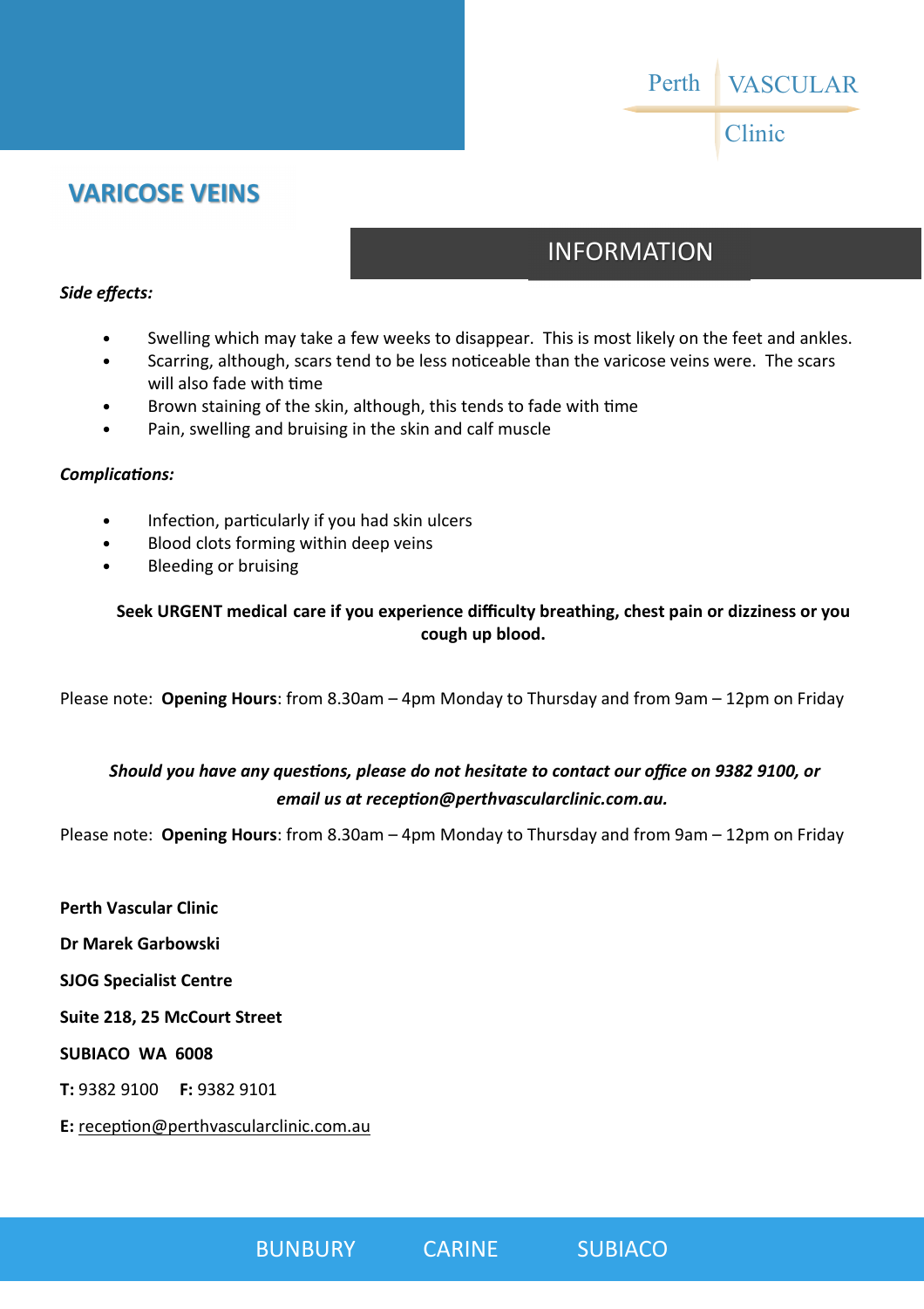Perth VASCULAR Clinic

## VARICOSE VEINS

## INFORMATION

***Side effects:***

- Swelling which may take a few weeks to disappear. This is most likely on the feet and ankles.
- Scarring, although, scars tend to be less noticeable than the varicose veins were. The scars will also fade with time
- Brown staining of the skin, although, this tends to fade with time
- Pain, swelling and bruising in the skin and calf muscle

***Complications:***

- Infection, particularly if you had skin ulcers
- Blood clots forming within deep veins
- Bleeding or bruising

**Seek URGENT medical care if you experience difficulty breathing, chest pain or dizziness or you cough up blood.**

Please note: **Opening Hours**: from 8.30am – 4pm Monday to Thursday and from 9am – 12pm on Friday

***Should you have any questions, please do not hesitate to contact our office on 9382 9100, or email us at reception@perthvascularclinic.com.au.***

Please note: **Opening Hours**: from 8.30am – 4pm Monday to Thursday and from 9am – 12pm on Friday

**Perth Vascular Clinic**

**Dr Marek Garbowski**

**SJOG Specialist Centre**

**Suite 218, 25 McCourt Street**

**SUBIACO WA 6008**

**T:** 9382 9100 **F:** 9382 9101

**E:** reception@perthvascularclinic.com.au

BUNBURY CARINE SUBIACO